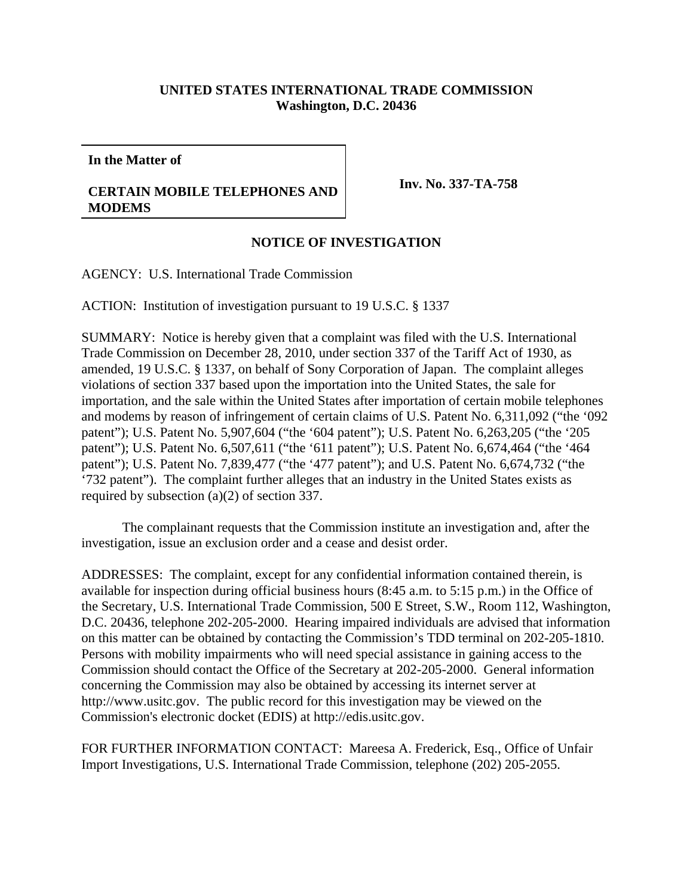**UNITED STATES INTERNATIONAL TRADE COMMISSION**
**Washington, D.C. 20436**

**In the Matter of**

**CERTAIN MOBILE TELEPHONES AND MODEMS**

**Inv. No. 337-TA-758**

## NOTICE OF INVESTIGATION

AGENCY: U.S. International Trade Commission

ACTION: Institution of investigation pursuant to 19 U.S.C. § 1337

SUMMARY: Notice is hereby given that a complaint was filed with the U.S. International Trade Commission on December 28, 2010, under section 337 of the Tariff Act of 1930, as amended, 19 U.S.C. § 1337, on behalf of Sony Corporation of Japan. The complaint alleges violations of section 337 based upon the importation into the United States, the sale for importation, and the sale within the United States after importation of certain mobile telephones and modems by reason of infringement of certain claims of U.S. Patent No. 6,311,092 ("the '092 patent"); U.S. Patent No. 5,907,604 ("the '604 patent"); U.S. Patent No. 6,263,205 ("the '205 patent"); U.S. Patent No. 6,507,611 ("the '611 patent"); U.S. Patent No. 6,674,464 ("the '464 patent"); U.S. Patent No. 7,839,477 ("the '477 patent"); and U.S. Patent No. 6,674,732 ("the '732 patent"). The complaint further alleges that an industry in the United States exists as required by subsection (a)(2) of section 337.

The complainant requests that the Commission institute an investigation and, after the investigation, issue an exclusion order and a cease and desist order.

ADDRESSES: The complaint, except for any confidential information contained therein, is available for inspection during official business hours (8:45 a.m. to 5:15 p.m.) in the Office of the Secretary, U.S. International Trade Commission, 500 E Street, S.W., Room 112, Washington, D.C. 20436, telephone 202-205-2000. Hearing impaired individuals are advised that information on this matter can be obtained by contacting the Commission's TDD terminal on 202-205-1810. Persons with mobility impairments who will need special assistance in gaining access to the Commission should contact the Office of the Secretary at 202-205-2000. General information concerning the Commission may also be obtained by accessing its internet server at http://www.usitc.gov. The public record for this investigation may be viewed on the Commission's electronic docket (EDIS) at http://edis.usitc.gov.

FOR FURTHER INFORMATION CONTACT: Mareesa A. Frederick, Esq., Office of Unfair Import Investigations, U.S. International Trade Commission, telephone (202) 205-2055.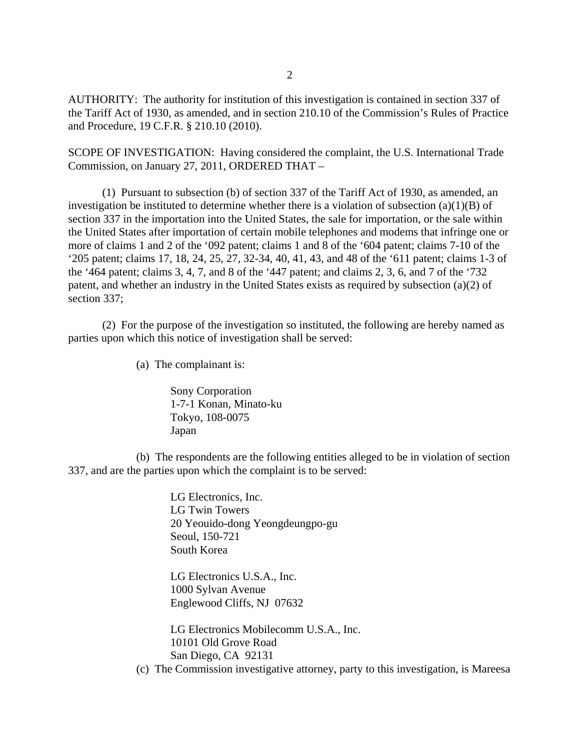AUTHORITY: The authority for institution of this investigation is contained in section 337 of the Tariff Act of 1930, as amended, and in section 210.10 of the Commission's Rules of Practice and Procedure, 19 C.F.R. § 210.10 (2010).

SCOPE OF INVESTIGATION: Having considered the complaint, the U.S. International Trade Commission, on January 27, 2011, ORDERED THAT –

(1) Pursuant to subsection (b) of section 337 of the Tariff Act of 1930, as amended, an investigation be instituted to determine whether there is a violation of subsection (a)(1)(B) of section 337 in the importation into the United States, the sale for importation, or the sale within the United States after importation of certain mobile telephones and modems that infringe one or more of claims 1 and 2 of the '092 patent; claims 1 and 8 of the '604 patent; claims 7-10 of the '205 patent; claims 17, 18, 24, 25, 27, 32-34, 40, 41, 43, and 48 of the '611 patent; claims 1-3 of the '464 patent; claims 3, 4, 7, and 8 of the '447 patent; and claims 2, 3, 6, and 7 of the '732 patent, and whether an industry in the United States exists as required by subsection (a)(2) of section 337;

(2) For the purpose of the investigation so instituted, the following are hereby named as parties upon which this notice of investigation shall be served:

(a) The complainant is:

Sony Corporation
1-7-1 Konan, Minato-ku
Tokyo, 108-0075
Japan

(b) The respondents are the following entities alleged to be in violation of section 337, and are the parties upon which the complaint is to be served:

LG Electronics, Inc.
LG Twin Towers
20 Yeouido-dong Yeongdeungpo-gu
Seoul, 150-721
South Korea

LG Electronics U.S.A., Inc.
1000 Sylvan Avenue
Englewood Cliffs, NJ 07632

LG Electronics Mobilecomm U.S.A., Inc.
10101 Old Grove Road
San Diego, CA 92131

(c) The Commission investigative attorney, party to this investigation, is Mareesa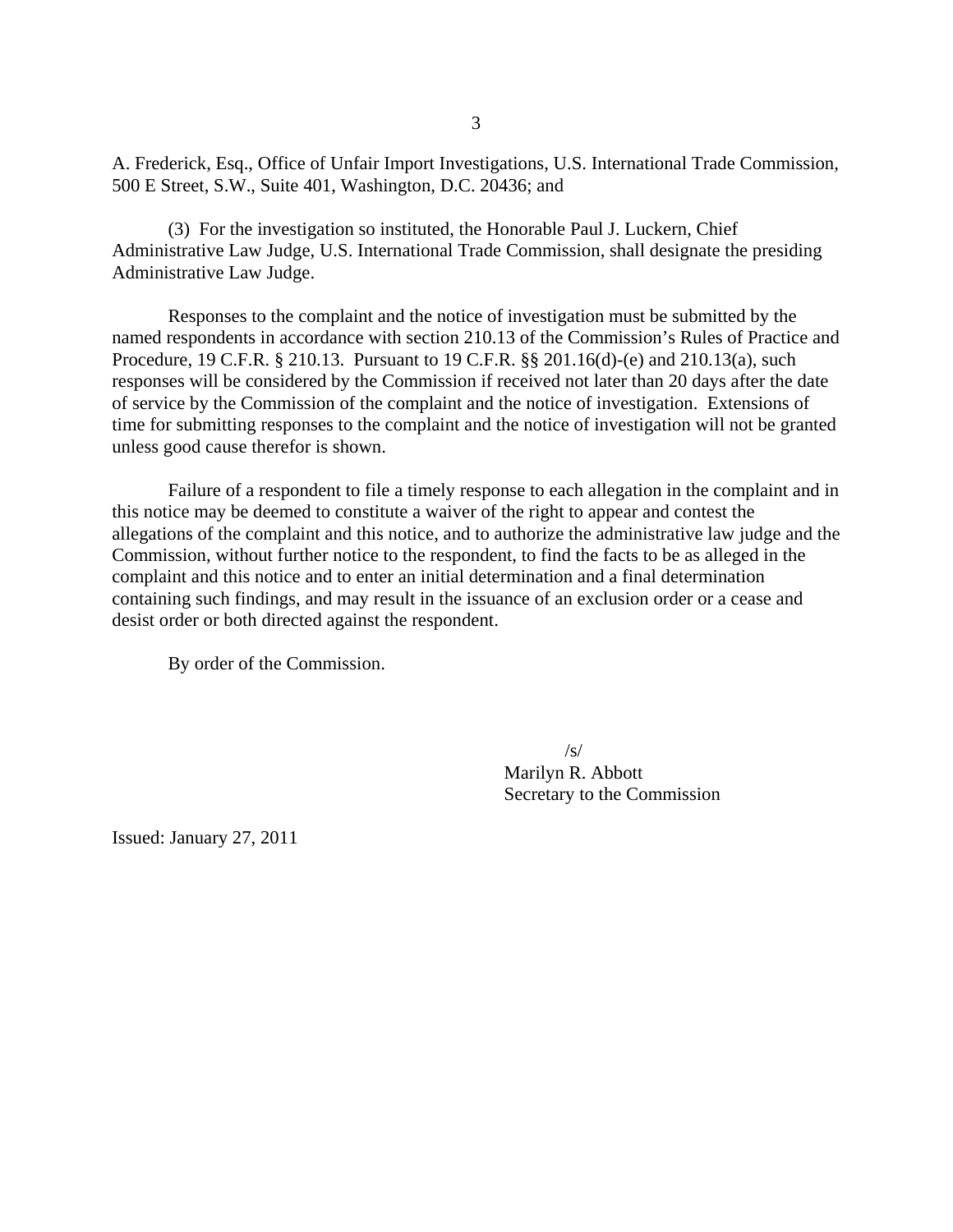A. Frederick, Esq., Office of Unfair Import Investigations, U.S. International Trade Commission, 500 E Street, S.W., Suite 401, Washington, D.C. 20436; and

(3) For the investigation so instituted, the Honorable Paul J. Luckern, Chief Administrative Law Judge, U.S. International Trade Commission, shall designate the presiding Administrative Law Judge.

Responses to the complaint and the notice of investigation must be submitted by the named respondents in accordance with section 210.13 of the Commission's Rules of Practice and Procedure, 19 C.F.R. § 210.13. Pursuant to 19 C.F.R. §§ 201.16(d)-(e) and 210.13(a), such responses will be considered by the Commission if received not later than 20 days after the date of service by the Commission of the complaint and the notice of investigation. Extensions of time for submitting responses to the complaint and the notice of investigation will not be granted unless good cause therefor is shown.

Failure of a respondent to file a timely response to each allegation in the complaint and in this notice may be deemed to constitute a waiver of the right to appear and contest the allegations of the complaint and this notice, and to authorize the administrative law judge and the Commission, without further notice to the respondent, to find the facts to be as alleged in the complaint and this notice and to enter an initial determination and a final determination containing such findings, and may result in the issuance of an exclusion order or a cease and desist order or both directed against the respondent.

By order of the Commission.

/s/
Marilyn R. Abbott
Secretary to the Commission

Issued: January 27, 2011